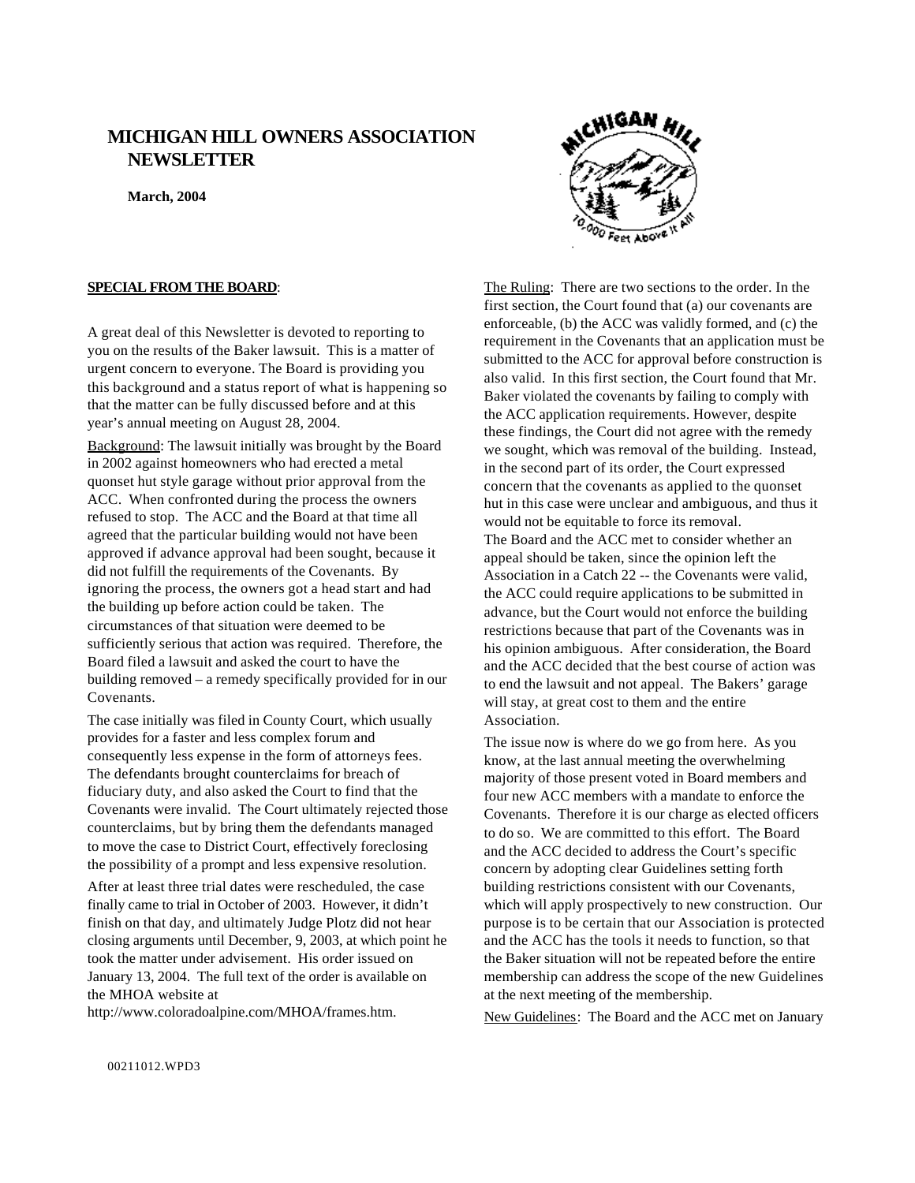# MICHIGAN HILL OWNERS ASSOCIATION NEWSLETTER

**March, 2004**

**SPECIAL FROM THE BOARD**:

A great deal of this Newsletter is devoted to reporting to you on the results of the Baker lawsuit. This is a matter of urgent concern to everyone. The Board is providing you this background and a status report of what is happening so that the matter can be fully discussed before and at this year's annual meeting on August 28, 2004.

Background: The lawsuit initially was brought by the Board in 2002 against homeowners who had erected a metal quonset hut style garage without prior approval from the ACC. When confronted during the process the owners refused to stop. The ACC and the Board at that time all agreed that the particular building would not have been approved if advance approval had been sought, because it did not fulfill the requirements of the Covenants. By ignoring the process, the owners got a head start and had the building up before action could be taken. The circumstances of that situation were deemed to be sufficiently serious that action was required. Therefore, the Board filed a lawsuit and asked the court to have the building removed – a remedy specifically provided for in our Covenants.

The case initially was filed in County Court, which usually provides for a faster and less complex forum and consequently less expense in the form of attorneys fees. The defendants brought counterclaims for breach of fiduciary duty, and also asked the Court to find that the Covenants were invalid. The Court ultimately rejected those counterclaims, but by bring them the defendants managed to move the case to District Court, effectively foreclosing the possibility of a prompt and less expensive resolution.

After at least three trial dates were rescheduled, the case finally came to trial in October of 2003. However, it didn't finish on that day, and ultimately Judge Plotz did not hear closing arguments until December, 9, 2003, at which point he took the matter under advisement. His order issued on January 13, 2004. The full text of the order is available on the MHOA website at http://www.coloradoalpine.com/MHOA/frames.htm.

The Ruling: There are two sections to the order. In the first section, the Court found that (a) our covenants are enforceable, (b) the ACC was validly formed, and (c) the requirement in the Covenants that an application must be submitted to the ACC for approval before construction is also valid. In this first section, the Court found that Mr. Baker violated the covenants by failing to comply with the ACC application requirements. However, despite these findings, the Court did not agree with the remedy we sought, which was removal of the building. Instead, in the second part of its order, the Court expressed concern that the covenants as applied to the quonset hut in this case were unclear and ambiguous, and thus it would not be equitable to force its removal.
The Board and the ACC met to consider whether an appeal should be taken, since the opinion left the Association in a Catch 22 -- the Covenants were valid, the ACC could require applications to be submitted in advance, but the Court would not enforce the building restrictions because that part of the Covenants was in his opinion ambiguous. After consideration, the Board and the ACC decided that the best course of action was to end the lawsuit and not appeal. The Bakers' garage will stay, at great cost to them and the entire Association.

The issue now is where do we go from here. As you know, at the last annual meeting the overwhelming majority of those present voted in Board members and four new ACC members with a mandate to enforce the Covenants. Therefore it is our charge as elected officers to do so. We are committed to this effort. The Board and the ACC decided to address the Court's specific concern by adopting clear Guidelines setting forth building restrictions consistent with our Covenants, which will apply prospectively to new construction. Our purpose is to be certain that our Association is protected and the ACC has the tools it needs to function, so that the Baker situation will not be repeated before the entire membership can address the scope of the new Guidelines at the next meeting of the membership.

New Guidelines: The Board and the ACC met on January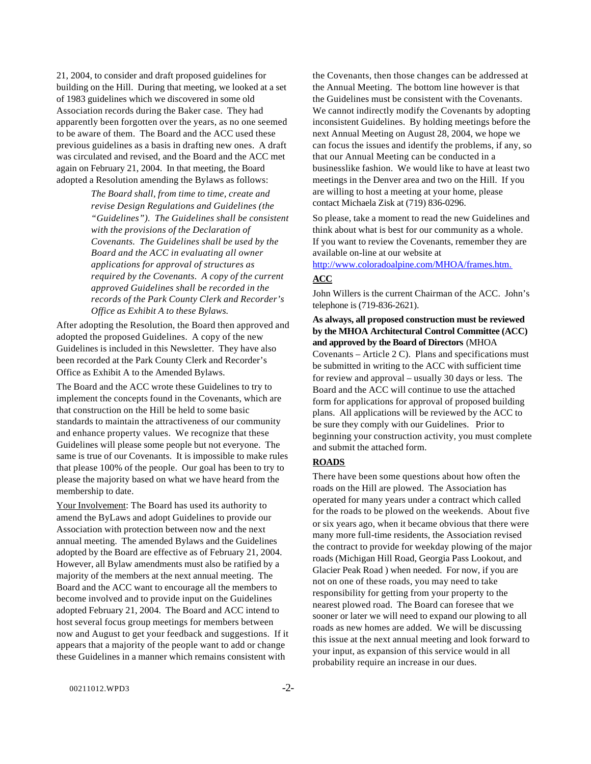21, 2004, to consider and draft proposed guidelines for building on the Hill. During that meeting, we looked at a set of 1983 guidelines which we discovered in some old Association records during the Baker case. They had apparently been forgotten over the years, as no one seemed to be aware of them. The Board and the ACC used these previous guidelines as a basis in drafting new ones. A draft was circulated and revised, and the Board and the ACC met again on February 21, 2004. In that meeting, the Board adopted a Resolution amending the Bylaws as follows:

> *The Board shall, from time to time, create and revise Design Regulations and Guidelines (the "Guidelines"). The Guidelines shall be consistent with the provisions of the Declaration of Covenants. The Guidelines shall be used by the Board and the ACC in evaluating all owner applications for approval of structures as required by the Covenants. A copy of the current approved Guidelines shall be recorded in the records of the Park County Clerk and Recorder's Office as Exhibit A to these Bylaws.*

After adopting the Resolution, the Board then approved and adopted the proposed Guidelines. A copy of the new Guidelines is included in this Newsletter. They have also been recorded at the Park County Clerk and Recorder's Office as Exhibit A to the Amended Bylaws.

The Board and the ACC wrote these Guidelines to try to implement the concepts found in the Covenants, which are that construction on the Hill be held to some basic standards to maintain the attractiveness of our community and enhance property values. We recognize that these Guidelines will please some people but not everyone. The same is true of our Covenants. It is impossible to make rules that please 100% of the people. Our goal has been to try to please the majority based on what we have heard from the membership to date.

<u>Your Involvement</u>: The Board has used its authority to amend the ByLaws and adopt Guidelines to provide our Association with protection between now and the next annual meeting. The amended Bylaws and the Guidelines adopted by the Board are effective as of February 21, 2004. However, all Bylaw amendments must also be ratified by a majority of the members at the next annual meeting. The Board and the ACC want to encourage all the members to become involved and to provide input on the Guidelines adopted February 21, 2004. The Board and ACC intend to host several focus group meetings for members between now and August to get your feedback and suggestions. If it appears that a majority of the people want to add or change these Guidelines in a manner which remains consistent with the Covenants, then those changes can be addressed at the Annual Meeting. The bottom line however is that the Guidelines must be consistent with the Covenants. We cannot indirectly modify the Covenants by adopting inconsistent Guidelines. By holding meetings before the next Annual Meeting on August 28, 2004, we hope we can focus the issues and identify the problems, if any, so that our Annual Meeting can be conducted in a businesslike fashion. We would like to have at least two meetings in the Denver area and two on the Hill. If you are willing to host a meeting at your home, please contact Michaela Zisk at (719) 836-0296.

So please, take a moment to read the new Guidelines and think about what is best for our community as a whole. If you want to review the Covenants, remember they are available on-line at our website at http://www.coloradoalpine.com/MHOA/frames.htm.

## ACC

John Willers is the current Chairman of the ACC. John's telephone is (719-836-2621).

**As always, all proposed construction must be reviewed by the MHOA Architectural Control Committee (ACC) and approved by the Board of Directors** (MHOA Covenants – Article 2 C). Plans and specifications must be submitted in writing to the ACC with sufficient time for review and approval – usually 30 days or less. The Board and the ACC will continue to use the attached form for applications for approval of proposed building plans. All applications will be reviewed by the ACC to be sure they comply with our Guidelines. Prior to beginning your construction activity, you must complete and submit the attached form.

## ROADS

There have been some questions about how often the roads on the Hill are plowed. The Association has operated for many years under a contract which called for the roads to be plowed on the weekends. About five or six years ago, when it became obvious that there were many more full-time residents, the Association revised the contract to provide for weekday plowing of the major roads (Michigan Hill Road, Georgia Pass Lookout, and Glacier Peak Road ) when needed. For now, if you are not on one of these roads, you may need to take responsibility for getting from your property to the nearest plowed road. The Board can foresee that we sooner or later we will need to expand our plowing to all roads as new homes are added. We will be discussing this issue at the next annual meeting and look forward to your input, as expansion of this service would in all probability require an increase in our dues.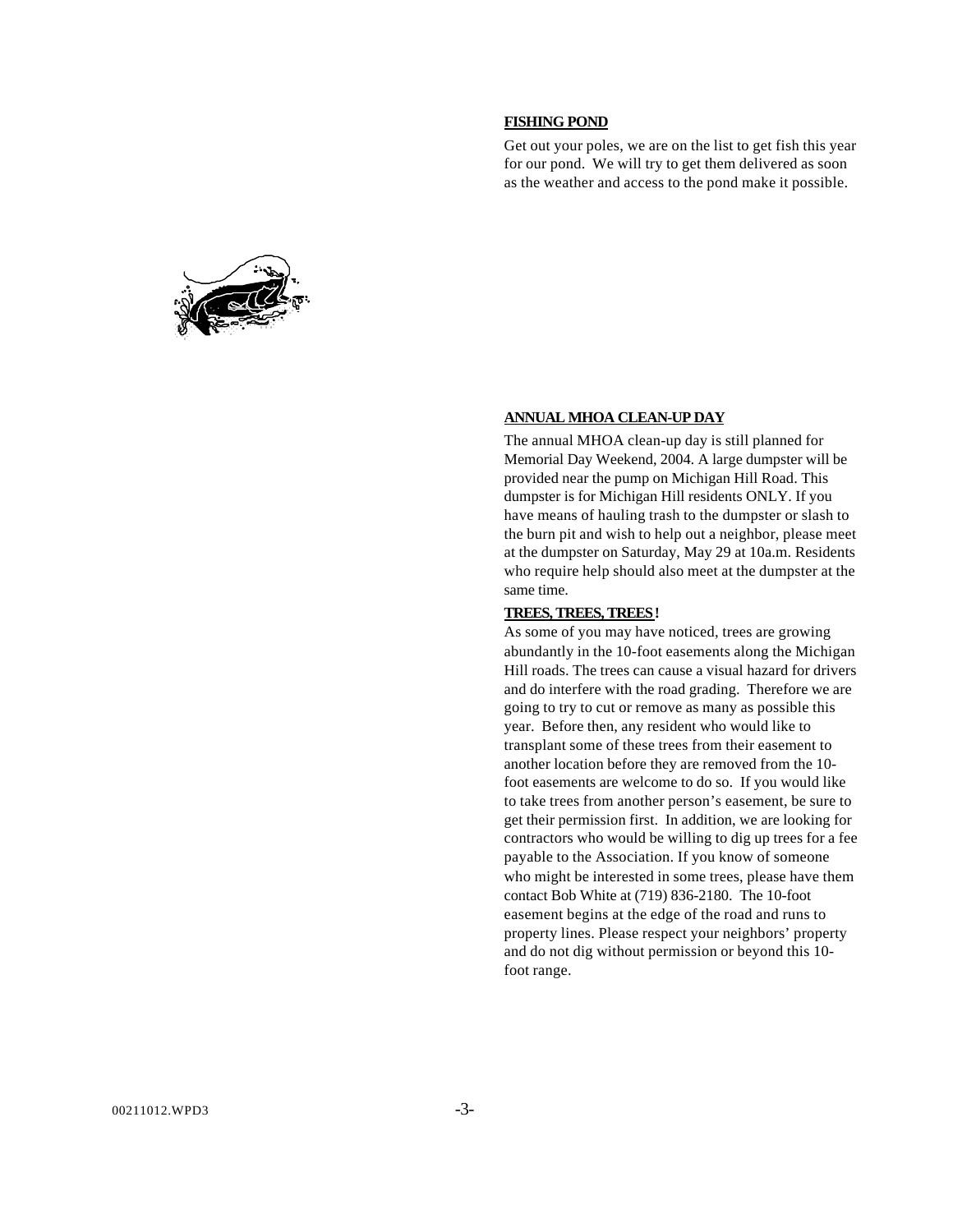**FISHING POND**

Get out your poles, we are on the list to get fish this year for our pond. We will try to get them delivered as soon as the weather and access to the pond make it possible.

**ANNUAL MHOA CLEAN-UP DAY**

The annual MHOA clean-up day is still planned for Memorial Day Weekend, 2004. A large dumpster will be provided near the pump on Michigan Hill Road. This dumpster is for Michigan Hill residents ONLY. If you have means of hauling trash to the dumpster or slash to the burn pit and wish to help out a neighbor, please meet at the dumpster on Saturday, May 29 at 10a.m. Residents who require help should also meet at the dumpster at the same time.

**TREES, TREES, TREES!**

As some of you may have noticed, trees are growing abundantly in the 10-foot easements along the Michigan Hill roads. The trees can cause a visual hazard for drivers and do interfere with the road grading. Therefore we are going to try to cut or remove as many as possible this year. Before then, any resident who would like to transplant some of these trees from their easement to another location before they are removed from the 10-foot easements are welcome to do so. If you would like to take trees from another person's easement, be sure to get their permission first. In addition, we are looking for contractors who would be willing to dig up trees for a fee payable to the Association. If you know of someone who might be interested in some trees, please have them contact Bob White at (719) 836-2180. The 10-foot easement begins at the edge of the road and runs to property lines. Please respect your neighbors' property and do not dig without permission or beyond this 10-foot range.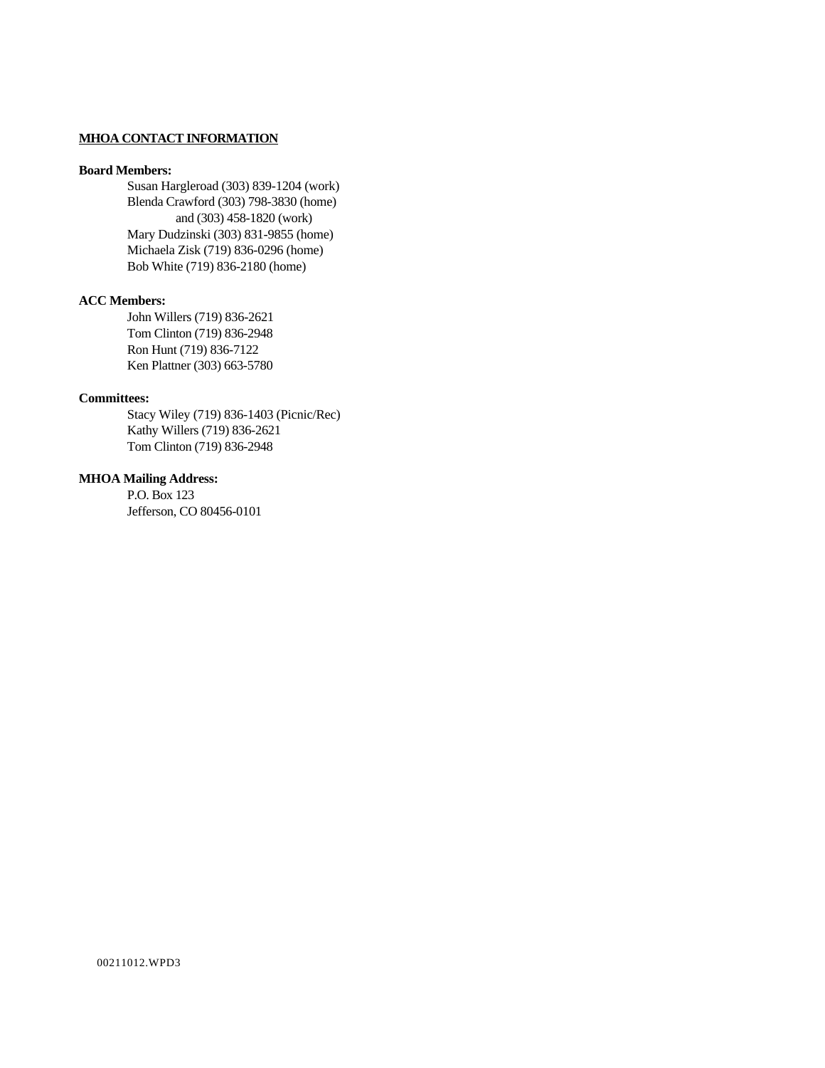**MHOA CONTACT INFORMATION**

**Board Members:**

Susan Hargleroad (303) 839-1204 (work)
Blenda Crawford (303) 798-3830 (home)
and (303) 458-1820 (work)
Mary Dudzinski (303) 831-9855 (home)
Michaela Zisk (719) 836-0296 (home)
Bob White (719) 836-2180 (home)

**ACC Members:**

John Willers (719) 836-2621
Tom Clinton (719) 836-2948
Ron Hunt (719) 836-7122
Ken Plattner (303) 663-5780

**Committees:**

Stacy Wiley (719) 836-1403 (Picnic/Rec)
Kathy Willers (719) 836-2621
Tom Clinton (719) 836-2948

**MHOA Mailing Address:**

P.O. Box 123
Jefferson, CO 80456-0101

00211012.WPD3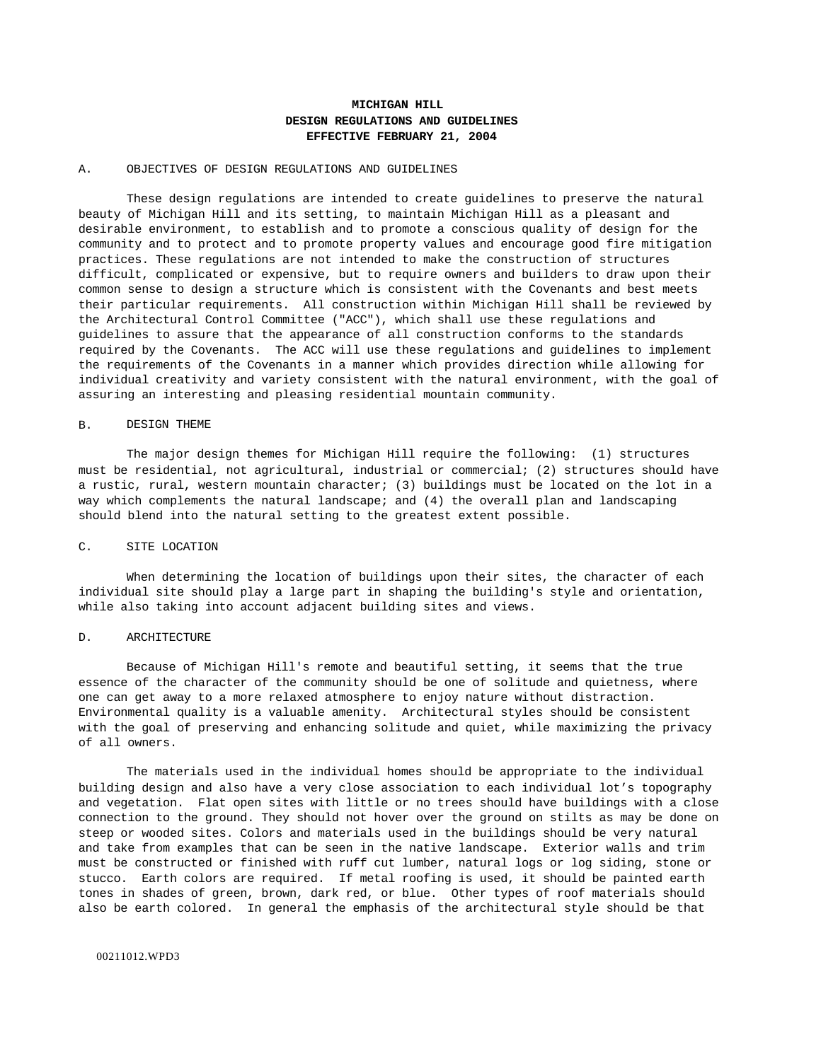**MICHIGAN HILL**
**DESIGN REGULATIONS AND GUIDELINES**
**EFFECTIVE FEBRUARY 21, 2004**

A. OBJECTIVES OF DESIGN REGULATIONS AND GUIDELINES

These design regulations are intended to create guidelines to preserve the natural beauty of Michigan Hill and its setting, to maintain Michigan Hill as a pleasant and desirable environment, to establish and to promote a conscious quality of design for the community and to protect and to promote property values and encourage good fire mitigation practices. These regulations are not intended to make the construction of structures difficult, complicated or expensive, but to require owners and builders to draw upon their common sense to design a structure which is consistent with the Covenants and best meets their particular requirements. All construction within Michigan Hill shall be reviewed by the Architectural Control Committee ("ACC"), which shall use these regulations and guidelines to assure that the appearance of all construction conforms to the standards required by the Covenants. The ACC will use these regulations and guidelines to implement the requirements of the Covenants in a manner which provides direction while allowing for individual creativity and variety consistent with the natural environment, with the goal of assuring an interesting and pleasing residential mountain community.

B. DESIGN THEME

The major design themes for Michigan Hill require the following: (1) structures must be residential, not agricultural, industrial or commercial; (2) structures should have a rustic, rural, western mountain character; (3) buildings must be located on the lot in a way which complements the natural landscape; and (4) the overall plan and landscaping should blend into the natural setting to the greatest extent possible.

C. SITE LOCATION

When determining the location of buildings upon their sites, the character of each individual site should play a large part in shaping the building's style and orientation, while also taking into account adjacent building sites and views.

D. ARCHITECTURE

Because of Michigan Hill's remote and beautiful setting, it seems that the true essence of the character of the community should be one of solitude and quietness, where one can get away to a more relaxed atmosphere to enjoy nature without distraction. Environmental quality is a valuable amenity. Architectural styles should be consistent with the goal of preserving and enhancing solitude and quiet, while maximizing the privacy of all owners.

The materials used in the individual homes should be appropriate to the individual building design and also have a very close association to each individual lot's topography and vegetation. Flat open sites with little or no trees should have buildings with a close connection to the ground. They should not hover over the ground on stilts as may be done on steep or wooded sites. Colors and materials used in the buildings should be very natural and take from examples that can be seen in the native landscape. Exterior walls and trim must be constructed or finished with ruff cut lumber, natural logs or log siding, stone or stucco. Earth colors are required. If metal roofing is used, it should be painted earth tones in shades of green, brown, dark red, or blue. Other types of roof materials should also be earth colored. In general the emphasis of the architectural style should be that

00211012.WPD3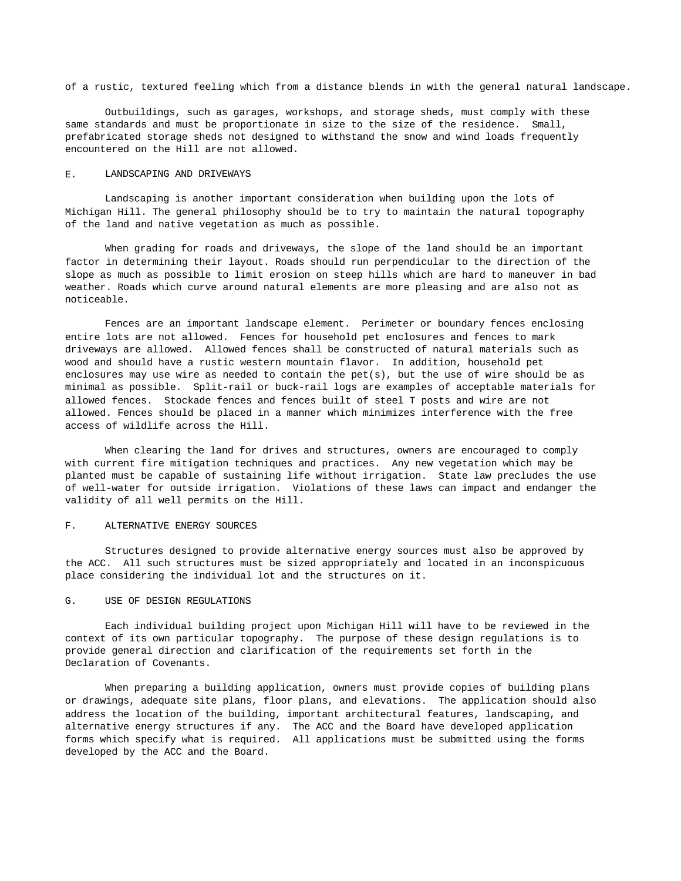of a rustic, textured feeling which from a distance blends in with the general natural landscape.

Outbuildings, such as garages, workshops, and storage sheds, must comply with these same standards and must be proportionate in size to the size of the residence. Small, prefabricated storage sheds not designed to withstand the snow and wind loads frequently encountered on the Hill are not allowed.

## E. LANDSCAPING AND DRIVEWAYS

Landscaping is another important consideration when building upon the lots of Michigan Hill. The general philosophy should be to try to maintain the natural topography of the land and native vegetation as much as possible.

When grading for roads and driveways, the slope of the land should be an important factor in determining their layout. Roads should run perpendicular to the direction of the slope as much as possible to limit erosion on steep hills which are hard to maneuver in bad weather. Roads which curve around natural elements are more pleasing and are also not as noticeable.

Fences are an important landscape element. Perimeter or boundary fences enclosing entire lots are not allowed. Fences for household pet enclosures and fences to mark driveways are allowed. Allowed fences shall be constructed of natural materials such as wood and should have a rustic western mountain flavor. In addition, household pet enclosures may use wire as needed to contain the pet(s), but the use of wire should be as minimal as possible. Split-rail or buck-rail logs are examples of acceptable materials for allowed fences. Stockade fences and fences built of steel T posts and wire are not allowed. Fences should be placed in a manner which minimizes interference with the free access of wildlife across the Hill.

When clearing the land for drives and structures, owners are encouraged to comply with current fire mitigation techniques and practices. Any new vegetation which may be planted must be capable of sustaining life without irrigation. State law precludes the use of well-water for outside irrigation. Violations of these laws can impact and endanger the validity of all well permits on the Hill.

## F. ALTERNATIVE ENERGY SOURCES

Structures designed to provide alternative energy sources must also be approved by the ACC. All such structures must be sized appropriately and located in an inconspicuous place considering the individual lot and the structures on it.

## G. USE OF DESIGN REGULATIONS

Each individual building project upon Michigan Hill will have to be reviewed in the context of its own particular topography. The purpose of these design regulations is to provide general direction and clarification of the requirements set forth in the Declaration of Covenants.

When preparing a building application, owners must provide copies of building plans or drawings, adequate site plans, floor plans, and elevations. The application should also address the location of the building, important architectural features, landscaping, and alternative energy structures if any. The ACC and the Board have developed application forms which specify what is required. All applications must be submitted using the forms developed by the ACC and the Board.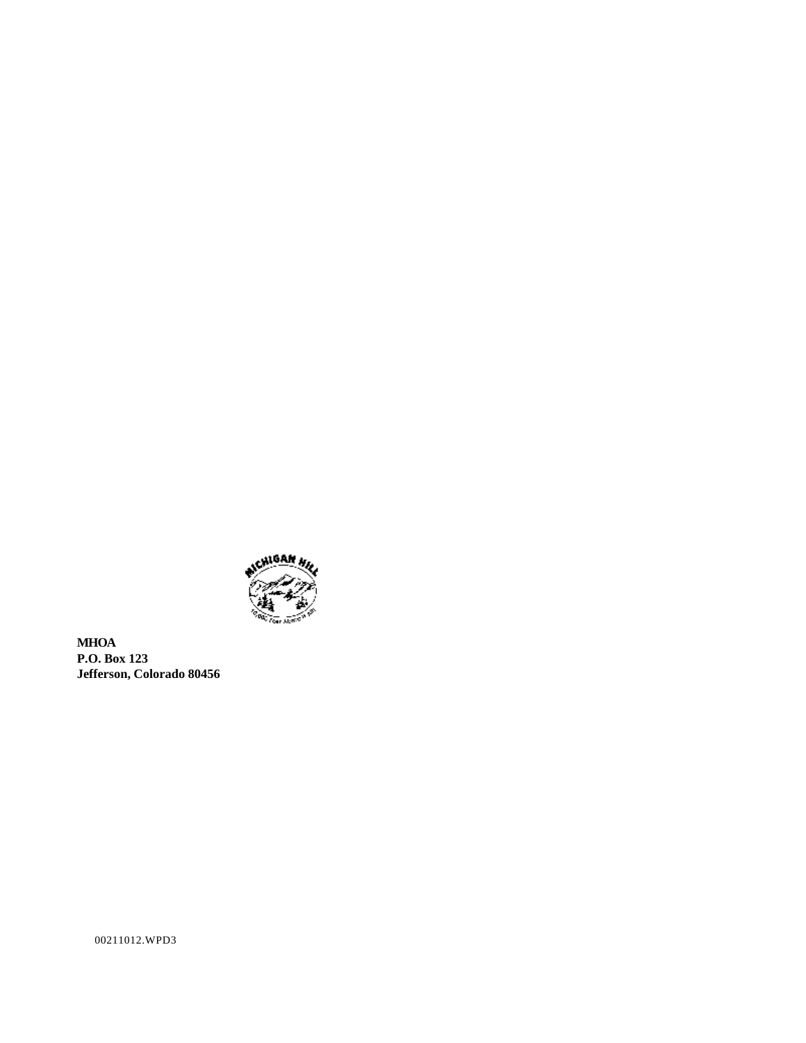**MHOA**
**P.O. Box 123**
**Jefferson, Colorado 80456**

00211012.WPD3